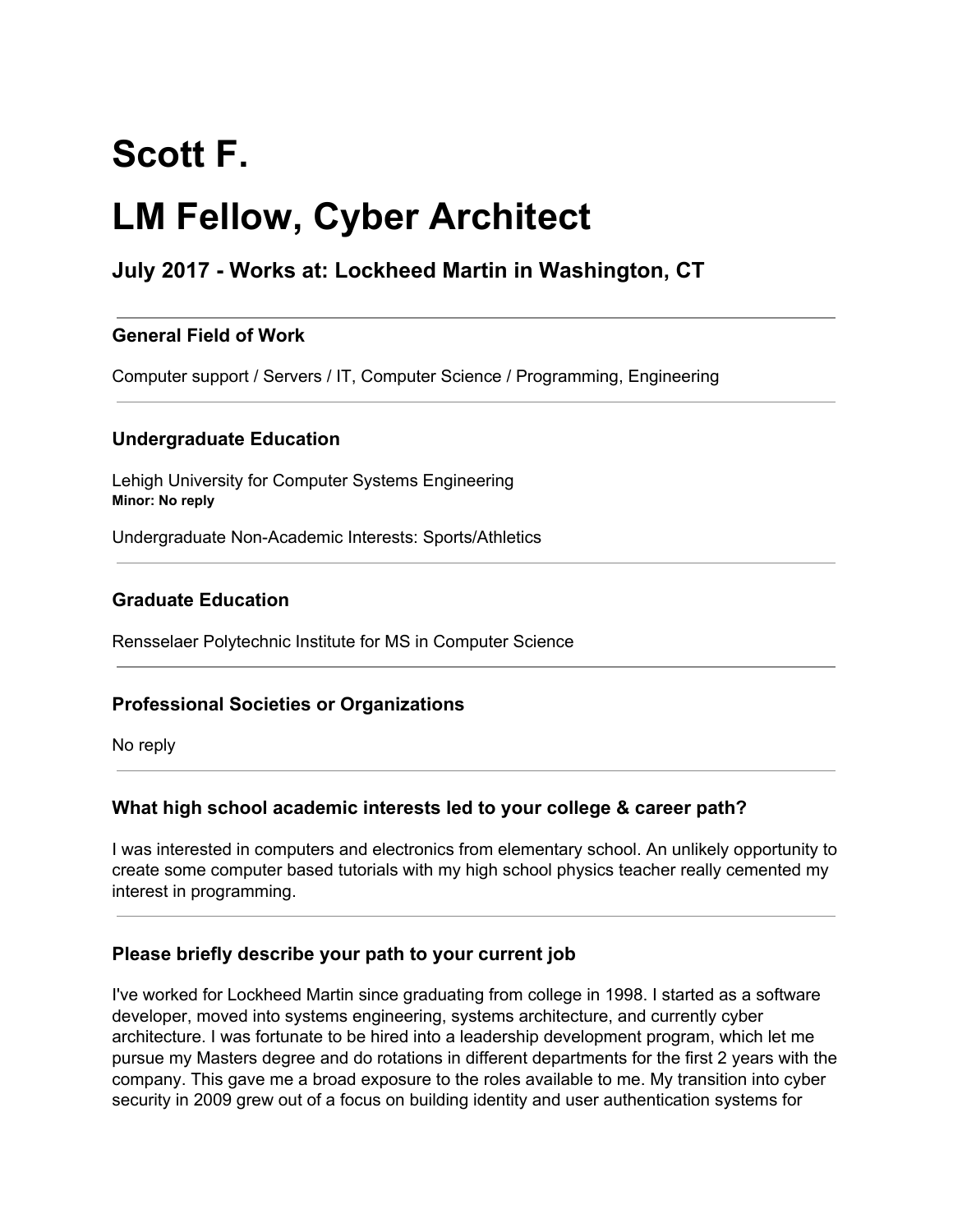# Scott F.

# LM Fellow, Cyber Architect

### July 2017 - Works at: Lockheed Martin in Washington, CT

---

#### General Field of Work

Computer support / Servers / IT, Computer Science / Programming, Engineering

---

#### Undergraduate Education

Lehigh University for Computer Systems Engineering
**Minor: No reply**

Undergraduate Non-Academic Interests: Sports/Athletics

---

#### Graduate Education

Rensselaer Polytechnic Institute for MS in Computer Science

---

#### Professional Societies or Organizations

No reply

---

#### What high school academic interests led to your college & career path?

I was interested in computers and electronics from elementary school. An unlikely opportunity to create some computer based tutorials with my high school physics teacher really cemented my interest in programming.

---

#### Please briefly describe your path to your current job

I've worked for Lockheed Martin since graduating from college in 1998. I started as a software developer, moved into systems engineering, systems architecture, and currently cyber architecture. I was fortunate to be hired into a leadership development program, which let me pursue my Masters degree and do rotations in different departments for the first 2 years with the company. This gave me a broad exposure to the roles available to me. My transition into cyber security in 2009 grew out of a focus on building identity and user authentication systems for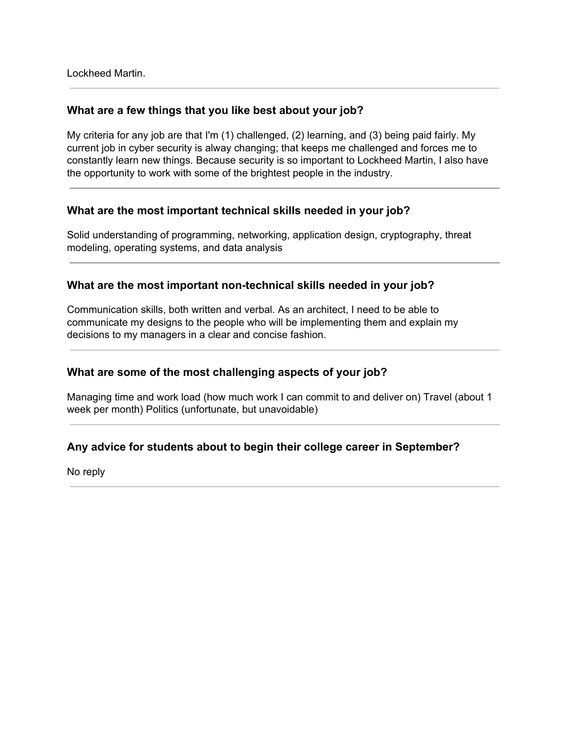Lockheed Martin.

---

### What are a few things that you like best about your job?

My criteria for any job are that I'm (1) challenged, (2) learning, and (3) being paid fairly. My current job in cyber security is alway changing; that keeps me challenged and forces me to constantly learn new things. Because security is so important to Lockheed Martin, I also have the opportunity to work with some of the brightest people in the industry.

---

### What are the most important technical skills needed in your job?

Solid understanding of programming, networking, application design, cryptography, threat modeling, operating systems, and data analysis

---

### What are the most important non-technical skills needed in your job?

Communication skills, both written and verbal. As an architect, I need to be able to communicate my designs to the people who will be implementing them and explain my decisions to my managers in a clear and concise fashion.

---

### What are some of the most challenging aspects of your job?

Managing time and work load (how much work I can commit to and deliver on) Travel (about 1 week per month) Politics (unfortunate, but unavoidable)

---

### Any advice for students about to begin their college career in September?

No reply

---